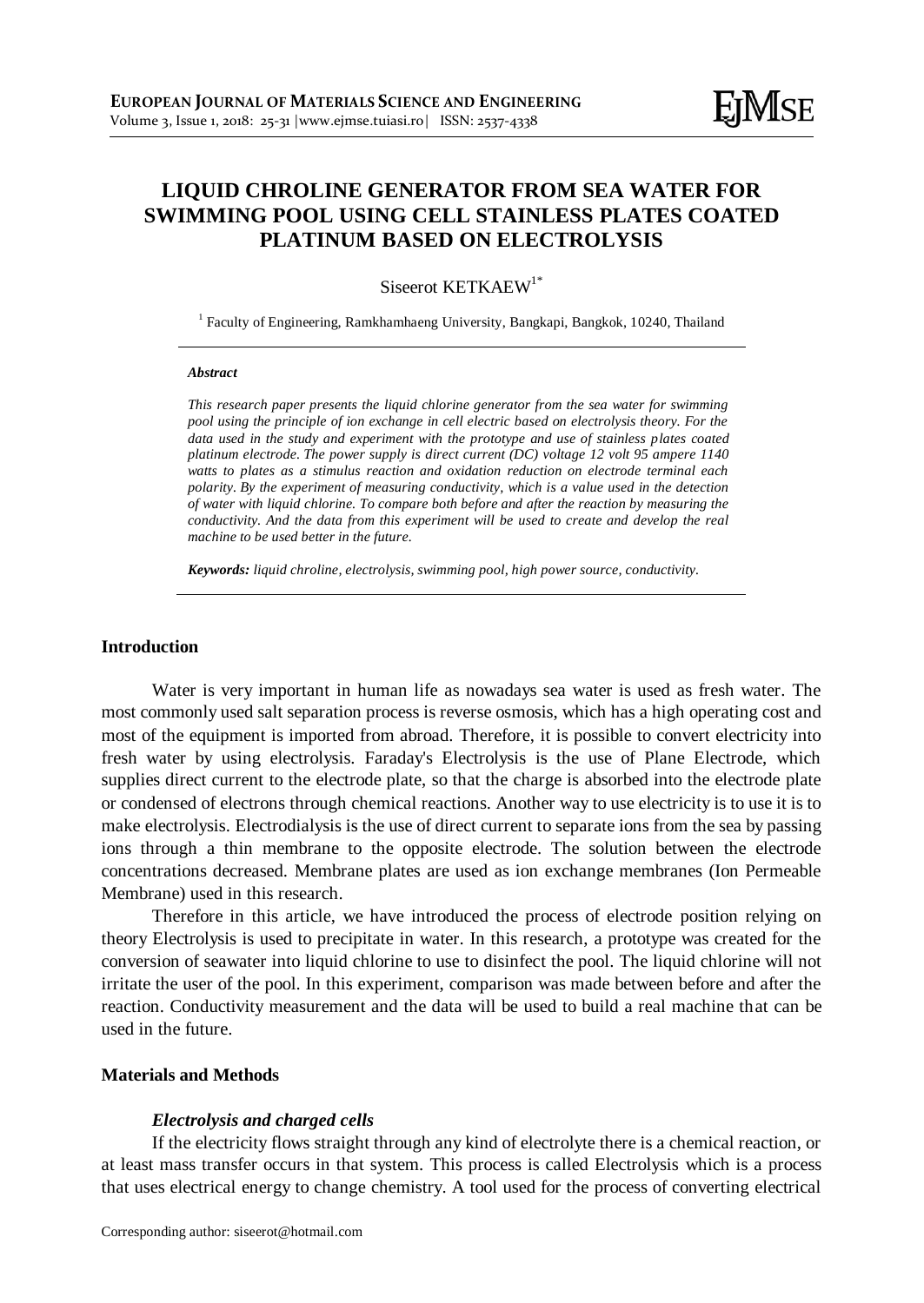# LIQUID CHROLINE GENERATOR FROM SEA WATER FOR SWIMMING POOL USING CELL STAINLESS PLATES COATED PLATINUM BASED ON ELECTROLYSIS

Siseerot KETKAEW[1*]

[1] Faculty of Engineering, Ramkhamhaeng University, Bangkapi, Bangkok, 10240, Thailand

***Abstract***

*This research paper presents the liquid chlorine generator from the sea water for swimming pool using the principle of ion exchange in cell electric based on electrolysis theory. For the data used in the study and experiment with the prototype and use of stainless plates coated platinum electrode. The power supply is direct current (DC) voltage 12 volt 95 ampere 1140 watts to plates as a stimulus reaction and oxidation reduction on electrode terminal each polarity. By the experiment of measuring conductivity, which is a value used in the detection of water with liquid chlorine. To compare both before and after the reaction by measuring the conductivity. And the data from this experiment will be used to create and develop the real machine to be used better in the future.*

***Keywords:*** *liquid chroline, electrolysis, swimming pool, high power source, conductivity.*

## Introduction

Water is very important in human life as nowadays sea water is used as fresh water. The most commonly used salt separation process is reverse osmosis, which has a high operating cost and most of the equipment is imported from abroad. Therefore, it is possible to convert electricity into fresh water by using electrolysis. Faraday's Electrolysis is the use of Plane Electrode, which supplies direct current to the electrode plate, so that the charge is absorbed into the electrode plate or condensed of electrons through chemical reactions. Another way to use electricity is to use it is to make electrolysis. Electrodialysis is the use of direct current to separate ions from the sea by passing ions through a thin membrane to the opposite electrode. The solution between the electrode concentrations decreased. Membrane plates are used as ion exchange membranes (Ion Permeable Membrane) used in this research.

Therefore in this article, we have introduced the process of electrode position relying on theory Electrolysis is used to precipitate in water. In this research, a prototype was created for the conversion of seawater into liquid chlorine to use to disinfect the pool. The liquid chlorine will not irritate the user of the pool. In this experiment, comparison was made between before and after the reaction. Conductivity measurement and the data will be used to build a real machine that can be used in the future.

## Materials and Methods

### *Electrolysis and charged cells*

If the electricity flows straight through any kind of electrolyte there is a chemical reaction, or at least mass transfer occurs in that system. This process is called Electrolysis which is a process that uses electrical energy to change chemistry. A tool used for the process of converting electrical

Corresponding author: siseerot@hotmail.com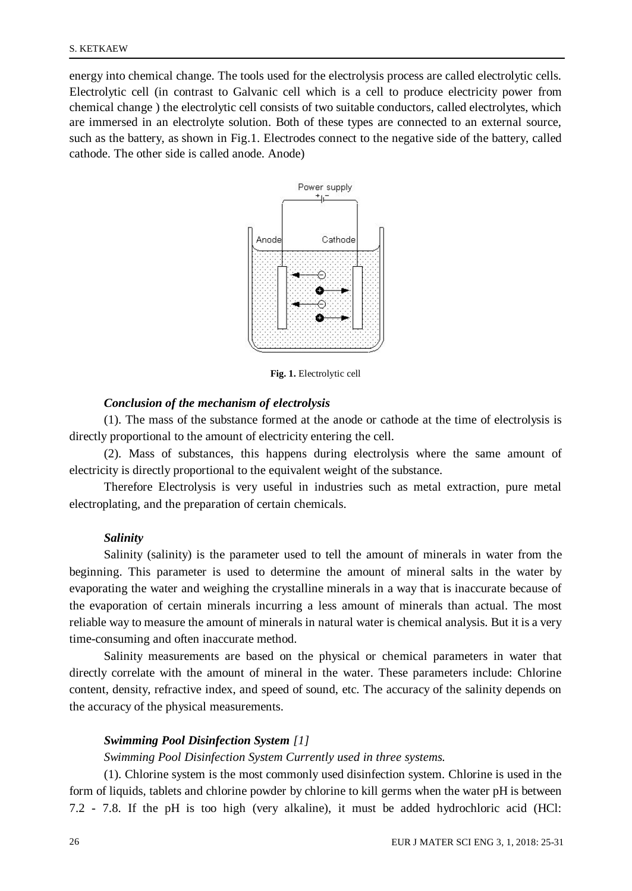energy into chemical change. The tools used for the electrolysis process are called electrolytic cells. Electrolytic cell (in contrast to Galvanic cell which is a cell to produce electricity power from chemical change ) the electrolytic cell consists of two suitable conductors, called electrolytes, which are immersed in an electrolyte solution. Both of these types are connected to an external source, such as the battery, as shown in Fig.1. Electrodes connect to the negative side of the battery, called cathode. The other side is called anode. Anode)

**Fig. 1.** Electrolytic cell

***Conclusion of the mechanism of electrolysis***

(1). The mass of the substance formed at the anode or cathode at the time of electrolysis is directly proportional to the amount of electricity entering the cell.

(2). Mass of substances, this happens during electrolysis where the same amount of electricity is directly proportional to the equivalent weight of the substance.

Therefore Electrolysis is very useful in industries such as metal extraction, pure metal electroplating, and the preparation of certain chemicals.

***Salinity***

Salinity (salinity) is the parameter used to tell the amount of minerals in water from the beginning. This parameter is used to determine the amount of mineral salts in the water by evaporating the water and weighing the crystalline minerals in a way that is inaccurate because of the evaporation of certain minerals incurring a less amount of minerals than actual. The most reliable way to measure the amount of minerals in natural water is chemical analysis. But it is a very time-consuming and often inaccurate method.

Salinity measurements are based on the physical or chemical parameters in water that directly correlate with the amount of mineral in the water. These parameters include: Chlorine content, density, refractive index, and speed of sound, etc. The accuracy of the salinity depends on the accuracy of the physical measurements.

***Swimming Pool Disinfection System** [1]*

*Swimming Pool Disinfection System Currently used in three systems.*

(1). Chlorine system is the most commonly used disinfection system. Chlorine is used in the form of liquids, tablets and chlorine powder by chlorine to kill germs when the water pH is between 7.2 - 7.8. If the pH is too high (very alkaline), it must be added hydrochloric acid (HCl: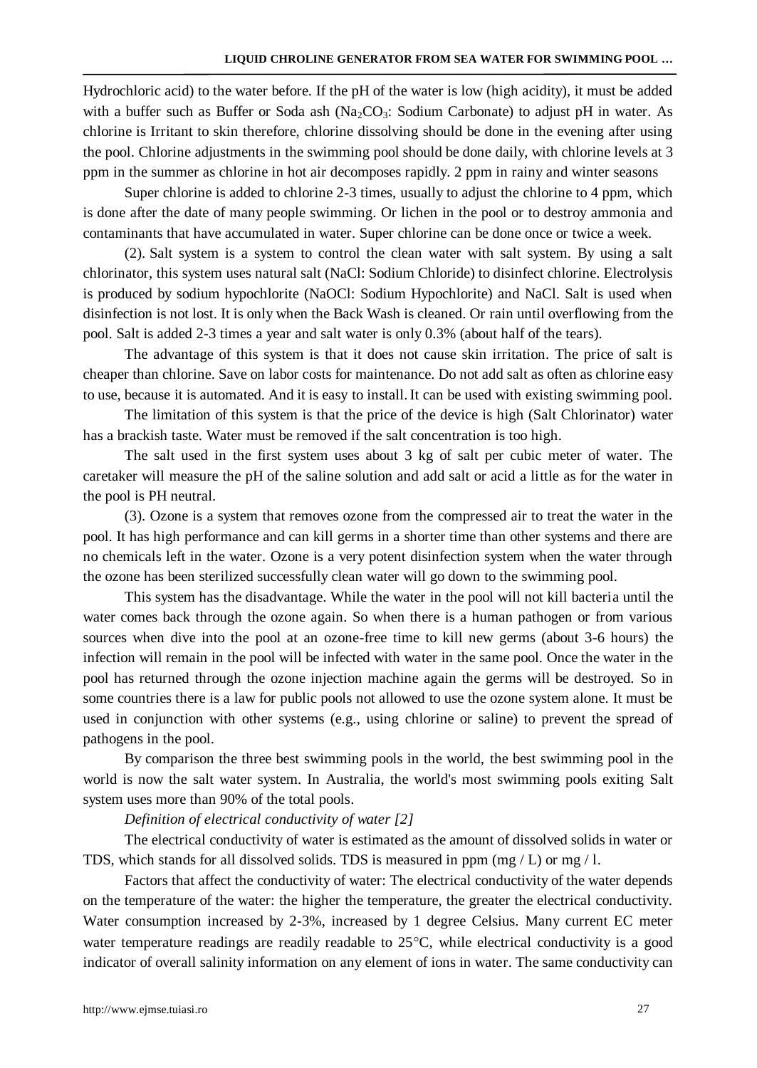Hydrochloric acid) to the water before. If the pH of the water is low (high acidity), it must be added with a buffer such as Buffer or Soda ash ($Na_2CO_3$: Sodium Carbonate) to adjust pH in water. As chlorine is Irritant to skin therefore, chlorine dissolving should be done in the evening after using the pool. Chlorine adjustments in the swimming pool should be done daily, with chlorine levels at 3 ppm in the summer as chlorine in hot air decomposes rapidly. 2 ppm in rainy and winter seasons

Super chlorine is added to chlorine 2-3 times, usually to adjust the chlorine to 4 ppm, which is done after the date of many people swimming. Or lichen in the pool or to destroy ammonia and contaminants that have accumulated in water. Super chlorine can be done once or twice a week.

(2). Salt system is a system to control the clean water with salt system. By using a salt chlorinator, this system uses natural salt (NaCl: Sodium Chloride) to disinfect chlorine. Electrolysis is produced by sodium hypochlorite (NaOCl: Sodium Hypochlorite) and NaCl. Salt is used when disinfection is not lost. It is only when the Back Wash is cleaned. Or rain until overflowing from the pool. Salt is added 2-3 times a year and salt water is only 0.3% (about half of the tears).

The advantage of this system is that it does not cause skin irritation. The price of salt is cheaper than chlorine. Save on labor costs for maintenance. Do not add salt as often as chlorine easy to use, because it is automated. And it is easy to install. It can be used with existing swimming pool.

The limitation of this system is that the price of the device is high (Salt Chlorinator) water has a brackish taste. Water must be removed if the salt concentration is too high.

The salt used in the first system uses about 3 kg of salt per cubic meter of water. The caretaker will measure the pH of the saline solution and add salt or acid a little as for the water in the pool is PH neutral.

(3). Ozone is a system that removes ozone from the compressed air to treat the water in the pool. It has high performance and can kill germs in a shorter time than other systems and there are no chemicals left in the water. Ozone is a very potent disinfection system when the water through the ozone has been sterilized successfully clean water will go down to the swimming pool.

This system has the disadvantage. While the water in the pool will not kill bacteria until the water comes back through the ozone again. So when there is a human pathogen or from various sources when dive into the pool at an ozone-free time to kill new germs (about 3-6 hours) the infection will remain in the pool will be infected with water in the same pool. Once the water in the pool has returned through the ozone injection machine again the germs will be destroyed. So in some countries there is a law for public pools not allowed to use the ozone system alone. It must be used in conjunction with other systems (e.g., using chlorine or saline) to prevent the spread of pathogens in the pool.

By comparison the three best swimming pools in the world, the best swimming pool in the world is now the salt water system. In Australia, the world's most swimming pools exiting Salt system uses more than 90% of the total pools.

*Definition of electrical conductivity of water [2]*

The electrical conductivity of water is estimated as the amount of dissolved solids in water or TDS, which stands for all dissolved solids. TDS is measured in ppm (mg / L) or mg / l.

Factors that affect the conductivity of water: The electrical conductivity of the water depends on the temperature of the water: the higher the temperature, the greater the electrical conductivity. Water consumption increased by 2-3%, increased by 1 degree Celsius. Many current EC meter water temperature readings are readily readable to 25°C, while electrical conductivity is a good indicator of overall salinity information on any element of ions in water. The same conductivity can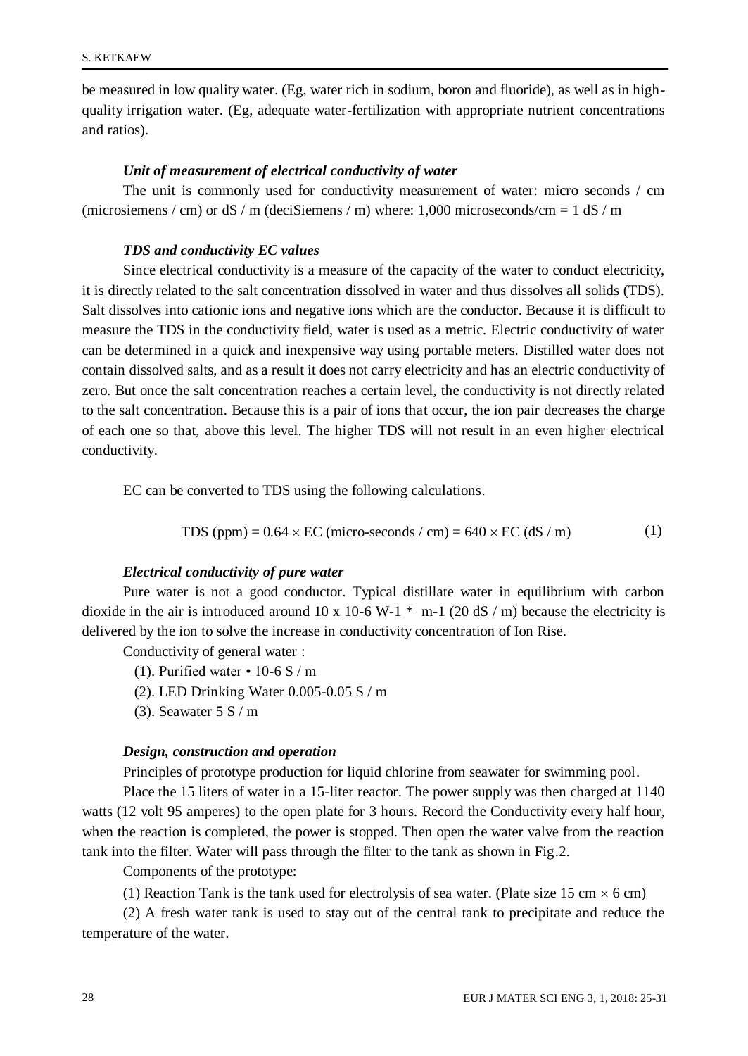be measured in low quality water. (Eg, water rich in sodium, boron and fluoride), as well as in high-quality irrigation water. (Eg, adequate water-fertilization with appropriate nutrient concentrations and ratios).

### *Unit of measurement of electrical conductivity of water*

The unit is commonly used for conductivity measurement of water: micro seconds / cm (microsiemens / cm) or dS / m (deciSiemens / m) where: 1,000 microseconds/cm = 1 dS / m

### *TDS and conductivity EC values*

Since electrical conductivity is a measure of the capacity of the water to conduct electricity, it is directly related to the salt concentration dissolved in water and thus dissolves all solids (TDS). Salt dissolves into cationic ions and negative ions which are the conductor. Because it is difficult to measure the TDS in the conductivity field, water is used as a metric. Electric conductivity of water can be determined in a quick and inexpensive way using portable meters. Distilled water does not contain dissolved salts, and as a result it does not carry electricity and has an electric conductivity of zero. But once the salt concentration reaches a certain level, the conductivity is not directly related to the salt concentration. Because this is a pair of ions that occur, the ion pair decreases the charge of each one so that, above this level. The higher TDS will not result in an even higher electrical conductivity.

EC can be converted to TDS using the following calculations.

$$\text{TDS (ppm)} = 0.64 \times \text{EC (micro-seconds / cm)} = 640 \times \text{EC (dS / m)} \tag{1}$$

### *Electrical conductivity of pure water*

Pure water is not a good conductor. Typical distillate water in equilibrium with carbon dioxide in the air is introduced around 10 x 10-6 W-1 * m-1 (20 dS / m) because the electricity is delivered by the ion to solve the increase in conductivity concentration of Ion Rise.

Conductivity of general water :

(1). Purified water • 10-6 S / m

(2). LED Drinking Water 0.005-0.05 S / m

(3). Seawater 5 S / m

### *Design, construction and operation*

Principles of prototype production for liquid chlorine from seawater for swimming pool.

Place the 15 liters of water in a 15-liter reactor. The power supply was then charged at 1140 watts (12 volt 95 amperes) to the open plate for 3 hours. Record the Conductivity every half hour, when the reaction is completed, the power is stopped. Then open the water valve from the reaction tank into the filter. Water will pass through the filter to the tank as shown in Fig.2.

Components of the prototype:

(1) Reaction Tank is the tank used for electrolysis of sea water. (Plate size 15 cm × 6 cm)

(2) A fresh water tank is used to stay out of the central tank to precipitate and reduce the temperature of the water.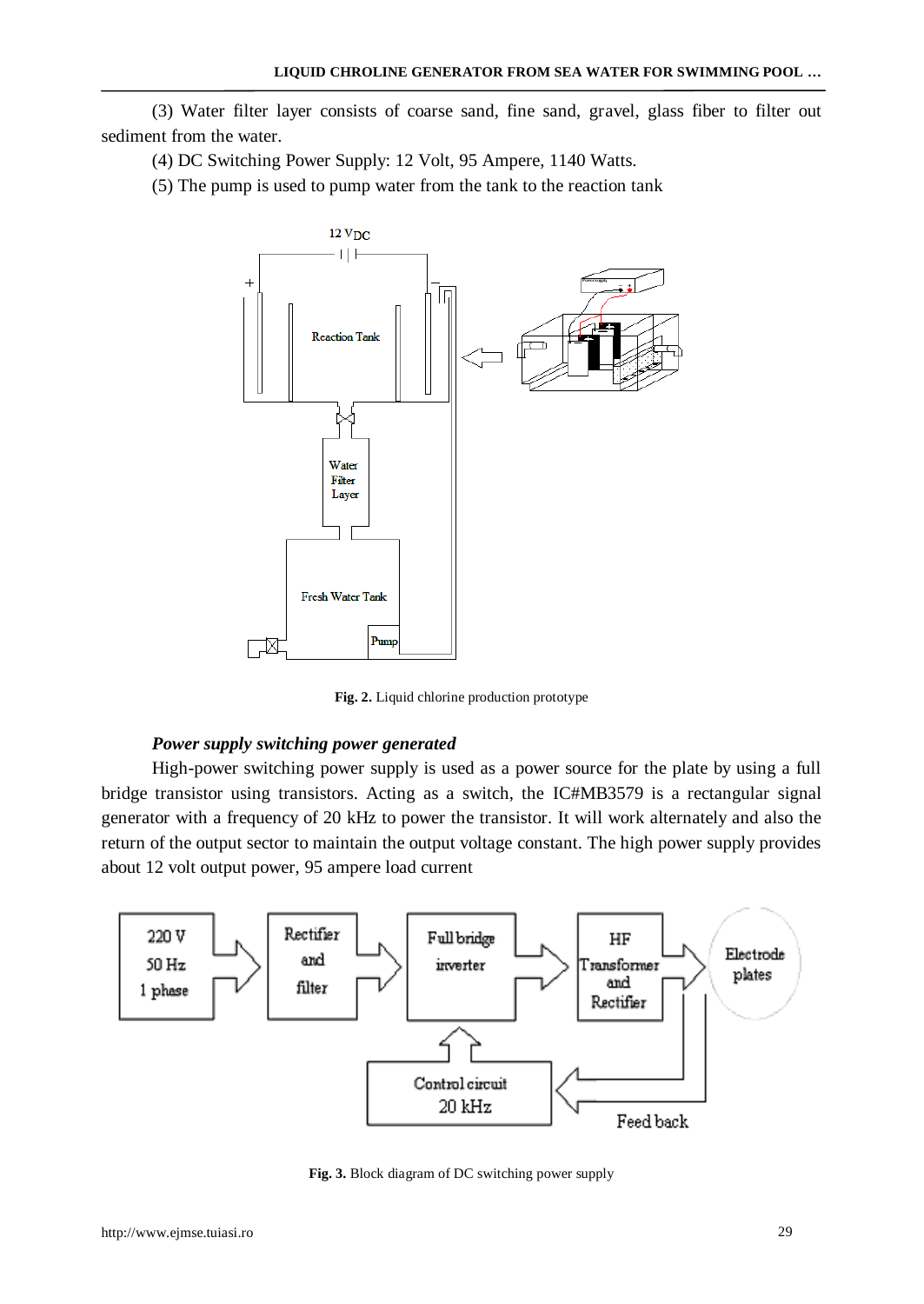(3) Water filter layer consists of coarse sand, fine sand, gravel, glass fiber to filter out sediment from the water.

(4) DC Switching Power Supply: 12 Volt, 95 Ampere, 1140 Watts.

(5) The pump is used to pump water from the tank to the reaction tank

**Fig. 2.** Liquid chlorine production prototype

***Power supply switching power generated***

High-power switching power supply is used as a power source for the plate by using a full bridge transistor using transistors. Acting as a switch, the IC#MB3579 is a rectangular signal generator with a frequency of 20 kHz to power the transistor. It will work alternately and also the return of the output sector to maintain the output voltage constant. The high power supply provides about 12 volt output power, 95 ampere load current

**Fig. 3.** Block diagram of DC switching power supply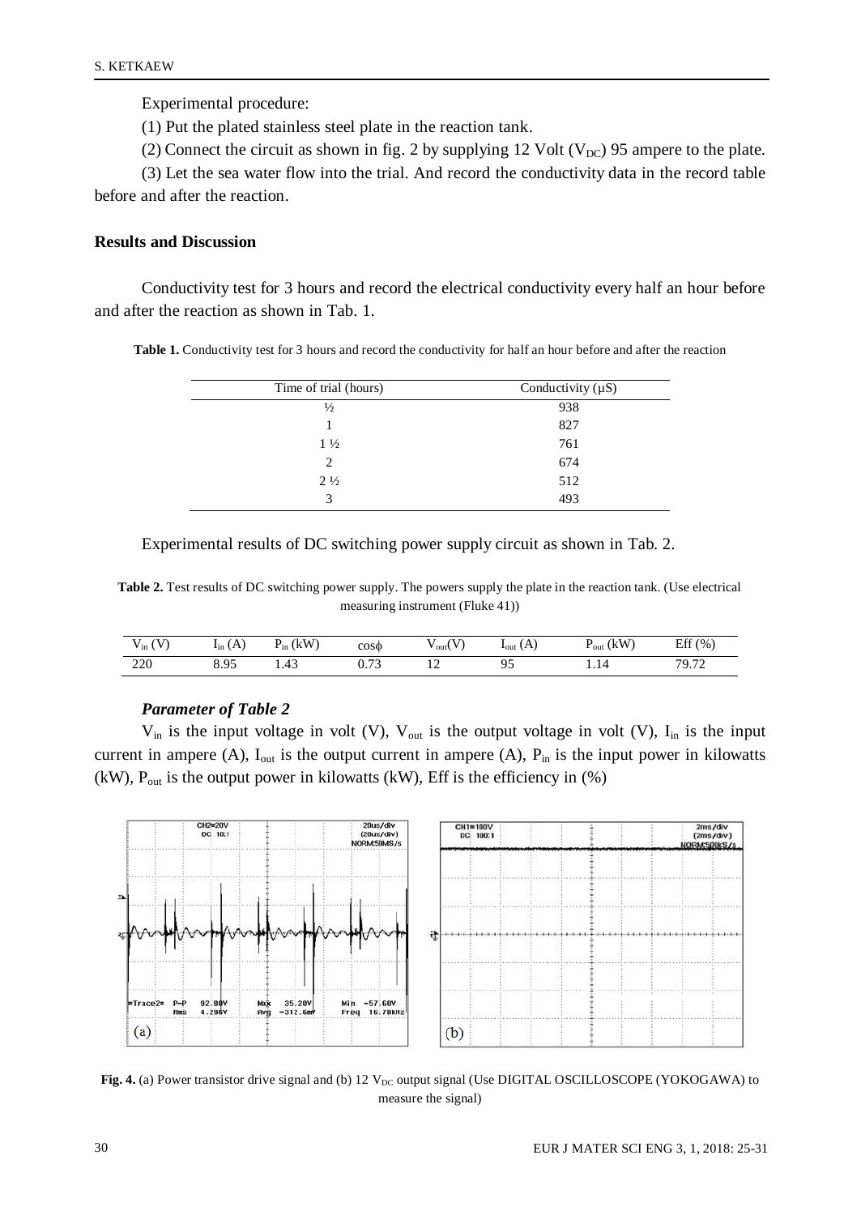Experimental procedure:

(1) Put the plated stainless steel plate in the reaction tank.

(2) Connect the circuit as shown in fig. 2 by supplying 12 Volt ($V_{DC}$) 95 ampere to the plate.

(3) Let the sea water flow into the trial. And record the conductivity data in the record table before and after the reaction.

## Results and Discussion

Conductivity test for 3 hours and record the electrical conductivity every half an hour before and after the reaction as shown in Tab. 1.

**Table 1.** Conductivity test for 3 hours and record the conductivity for half an hour before and after the reaction

| Time of trial (hours) | Conductivity (µS) |
|---|---|
| ½ | 938 |
| 1 | 827 |
| 1 ½ | 761 |
| 2 | 674 |
| 2 ½ | 512 |
| 3 | 493 |

Experimental results of DC switching power supply circuit as shown in Tab. 2.

**Table 2.** Test results of DC switching power supply. The powers supply the plate in the reaction tank. (Use electrical measuring instrument (Fluke 41))

| $V_{in}$ (V) | $I_{in}$ (A) | $P_{in}$ (kW) | cosϕ | $V_{out}$(V) | $I_{out}$ (A) | $P_{out}$ (kW) | Eff (%) |
|---|---|---|---|---|---|---|---|
| 220 | 8.95 | 1.43 | 0.73 | 12 | 95 | 1.14 | 79.72 |

### *Parameter of Table 2*

$V_{in}$ is the input voltage in volt (V), $V_{out}$ is the output voltage in volt (V), $I_{in}$ is the input current in ampere (A), $I_{out}$ is the output current in ampere (A), $P_{in}$ is the input power in kilowatts (kW), $P_{out}$ is the output power in kilowatts (kW), Eff is the efficiency in (%)

**Fig. 4.** (a) Power transistor drive signal and (b) 12 $V_{DC}$ output signal (Use DIGITAL OSCILLOSCOPE (YOKOGAWA) to measure the signal)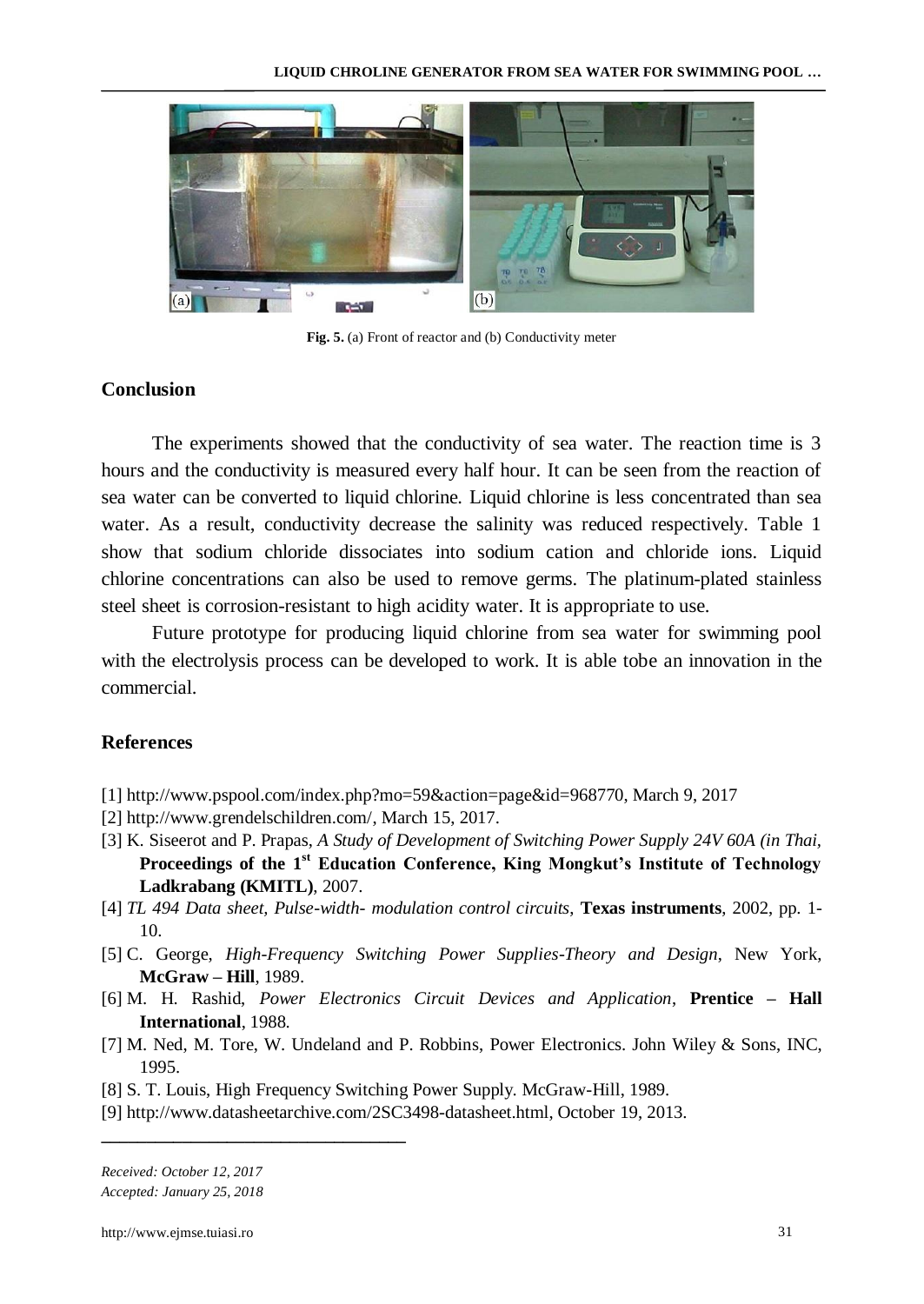Fig. 5. (a) Front of reactor and (b) Conductivity meter

## Conclusion

The experiments showed that the conductivity of sea water. The reaction time is 3 hours and the conductivity is measured every half hour. It can be seen from the reaction of sea water can be converted to liquid chlorine. Liquid chlorine is less concentrated than sea water. As a result, conductivity decrease the salinity was reduced respectively. Table 1 show that sodium chloride dissociates into sodium cation and chloride ions. Liquid chlorine concentrations can also be used to remove germs. The platinum-plated stainless steel sheet is corrosion-resistant to high acidity water. It is appropriate to use.

Future prototype for producing liquid chlorine from sea water for swimming pool with the electrolysis process can be developed to work. It is able tobe an innovation in the commercial.

## References

[1] http://www.pspool.com/index.php?mo=59&action=page&id=968770, March 9, 2017

[2] http://www.grendelschildren.com/, March 15, 2017.

[3] K. Siseerot and P. Prapas, *A Study of Development of Switching Power Supply 24V 60A (in Thai*, **Proceedings of the 1st Education Conference, King Mongkut's Institute of Technology Ladkrabang (KMITL)**, 2007.

[4] *TL 494 Data sheet, Pulse-width- modulation control circuits*, **Texas instruments**, 2002, pp. 1-10.

[5] C. George, *High-Frequency Switching Power Supplies-Theory and Design*, New York, **McGraw – Hill**, 1989.

[6] M. H. Rashid, *Power Electronics Circuit Devices and Application*, **Prentice – Hall International**, 1988.

[7] M. Ned, M. Tore, W. Undeland and P. Robbins, Power Electronics. John Wiley & Sons, INC, 1995.

[8] S. T. Louis, High Frequency Switching Power Supply. McGraw-Hill, 1989.

[9] http://www.datasheetarchive.com/2SC3498-datasheet.html, October 19, 2013.

*Received: October 12, 2017*
*Accepted: January 25, 2018*